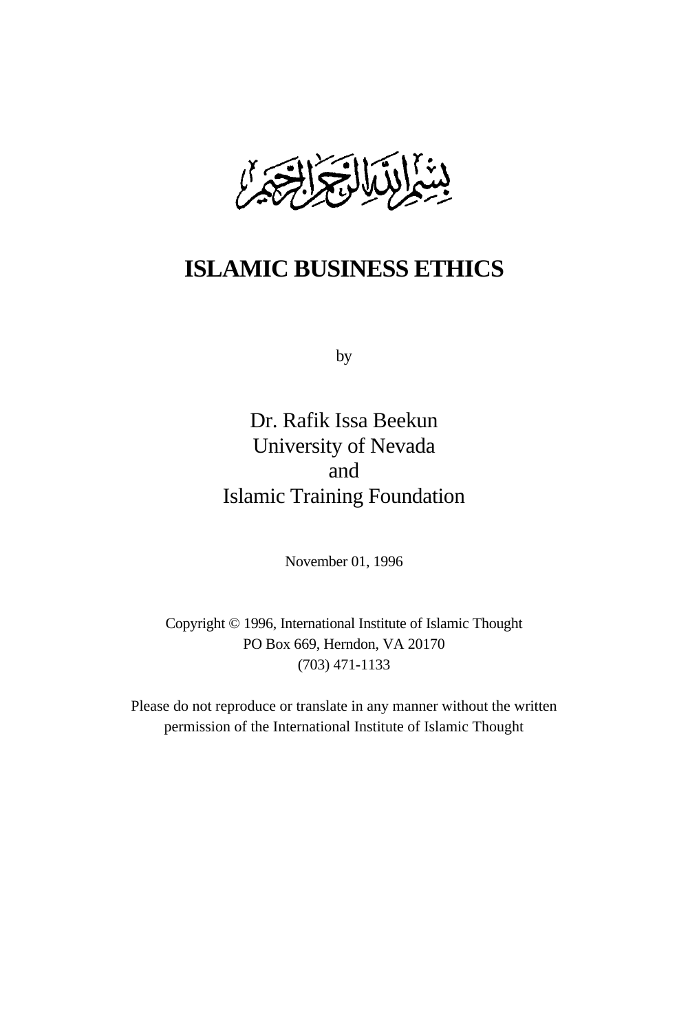بسم الله الرحمن الرحيم

# ISLAMIC BUSINESS ETHICS

by

Dr. Rafik Issa Beekun
University of Nevada
and
Islamic Training Foundation

November 01, 1996

Copyright © 1996, International Institute of Islamic Thought
PO Box 669, Herndon, VA 20170
(703) 471-1133

Please do not reproduce or translate in any manner without the written permission of the International Institute of Islamic Thought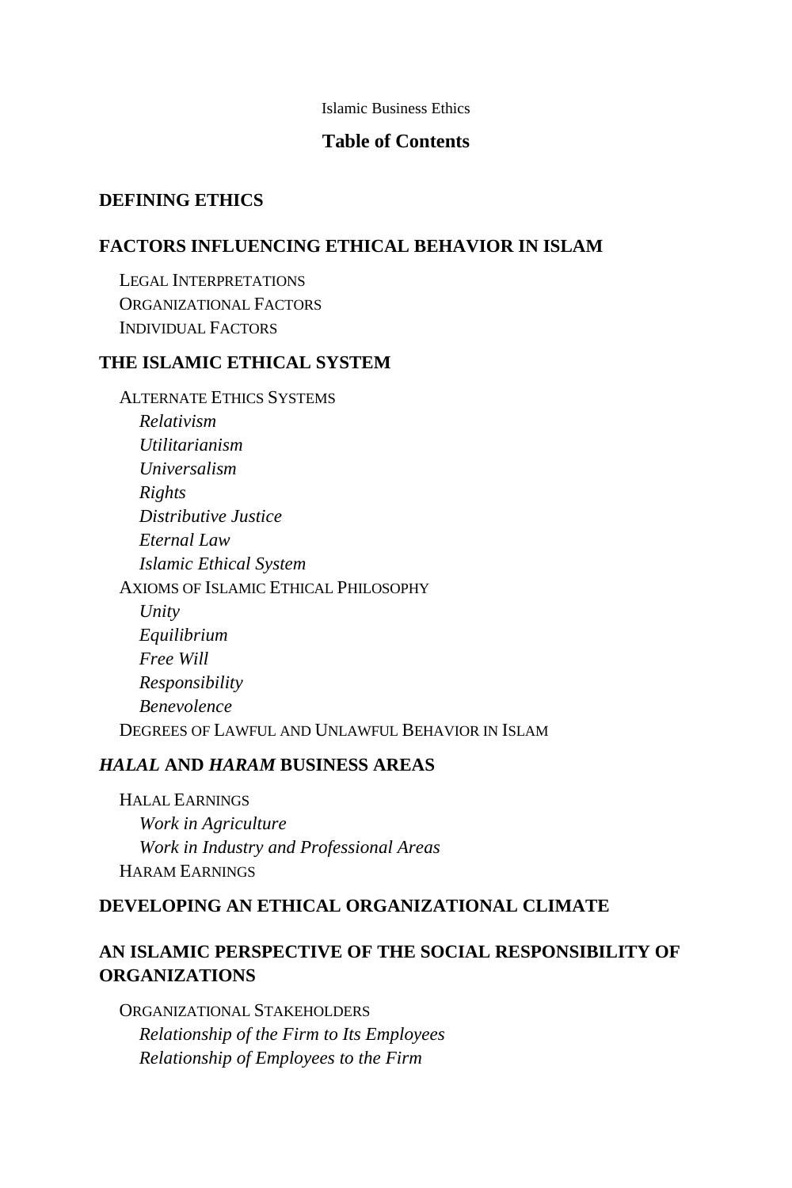Islamic Business Ethics

# Table of Contents

## DEFINING ETHICS

## FACTORS INFLUENCING ETHICAL BEHAVIOR IN ISLAM

### Legal Interpretations

### Organizational Factors

### Individual Factors

## THE ISLAMIC ETHICAL SYSTEM

### Alternate Ethics Systems

*Relativism*

*Utilitarianism*

*Universalism*

*Rights*

*Distributive Justice*

*Eternal Law*

*Islamic Ethical System*

### Axioms of Islamic Ethical Philosophy

*Unity*

*Equilibrium*

*Free Will*

*Responsibility*

*Benevolence*

### Degrees of Lawful and Unlawful Behavior in Islam

## *HALAL* AND *HARAM* BUSINESS AREAS

### Halal Earnings

*Work in Agriculture*

*Work in Industry and Professional Areas*

### Haram Earnings

## DEVELOPING AN ETHICAL ORGANIZATIONAL CLIMATE

## AN ISLAMIC PERSPECTIVE OF THE SOCIAL RESPONSIBILITY OF ORGANIZATIONS

### Organizational Stakeholders

*Relationship of the Firm to Its Employees*

*Relationship of Employees to the Firm*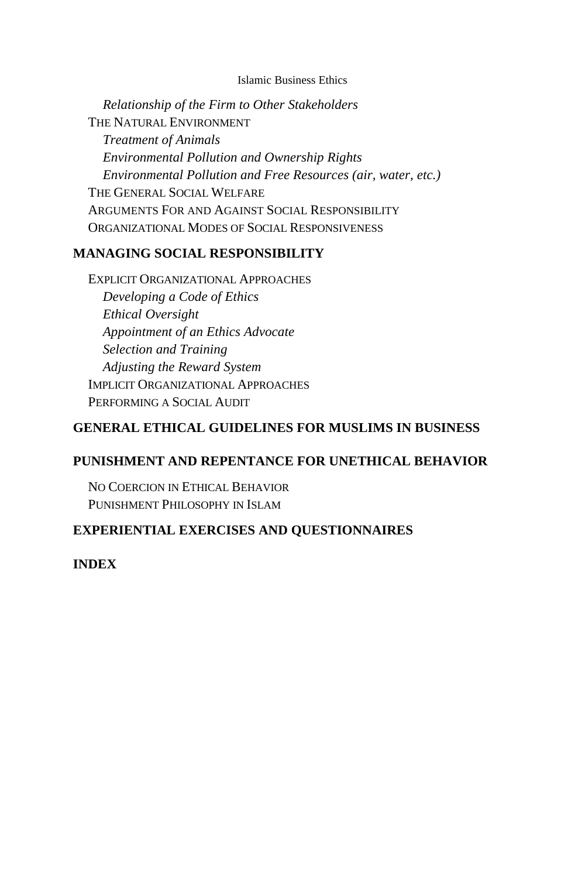*Relationship of the Firm to Other Stakeholders*

THE NATURAL ENVIRONMENT

*Treatment of Animals*

*Environmental Pollution and Ownership Rights*

*Environmental Pollution and Free Resources (air, water, etc.)*

THE GENERAL SOCIAL WELFARE

ARGUMENTS FOR AND AGAINST SOCIAL RESPONSIBILITY

ORGANIZATIONAL MODES OF SOCIAL RESPONSIVENESS

**MANAGING SOCIAL RESPONSIBILITY**

EXPLICIT ORGANIZATIONAL APPROACHES

*Developing a Code of Ethics*

*Ethical Oversight*

*Appointment of an Ethics Advocate*

*Selection and Training*

*Adjusting the Reward System*

IMPLICIT ORGANIZATIONAL APPROACHES

PERFORMING A SOCIAL AUDIT

**GENERAL ETHICAL GUIDELINES FOR MUSLIMS IN BUSINESS**

**PUNISHMENT AND REPENTANCE FOR UNETHICAL BEHAVIOR**

NO COERCION IN ETHICAL BEHAVIOR

PUNISHMENT PHILOSOPHY IN ISLAM

**EXPERIENTIAL EXERCISES AND QUESTIONNAIRES**

**INDEX**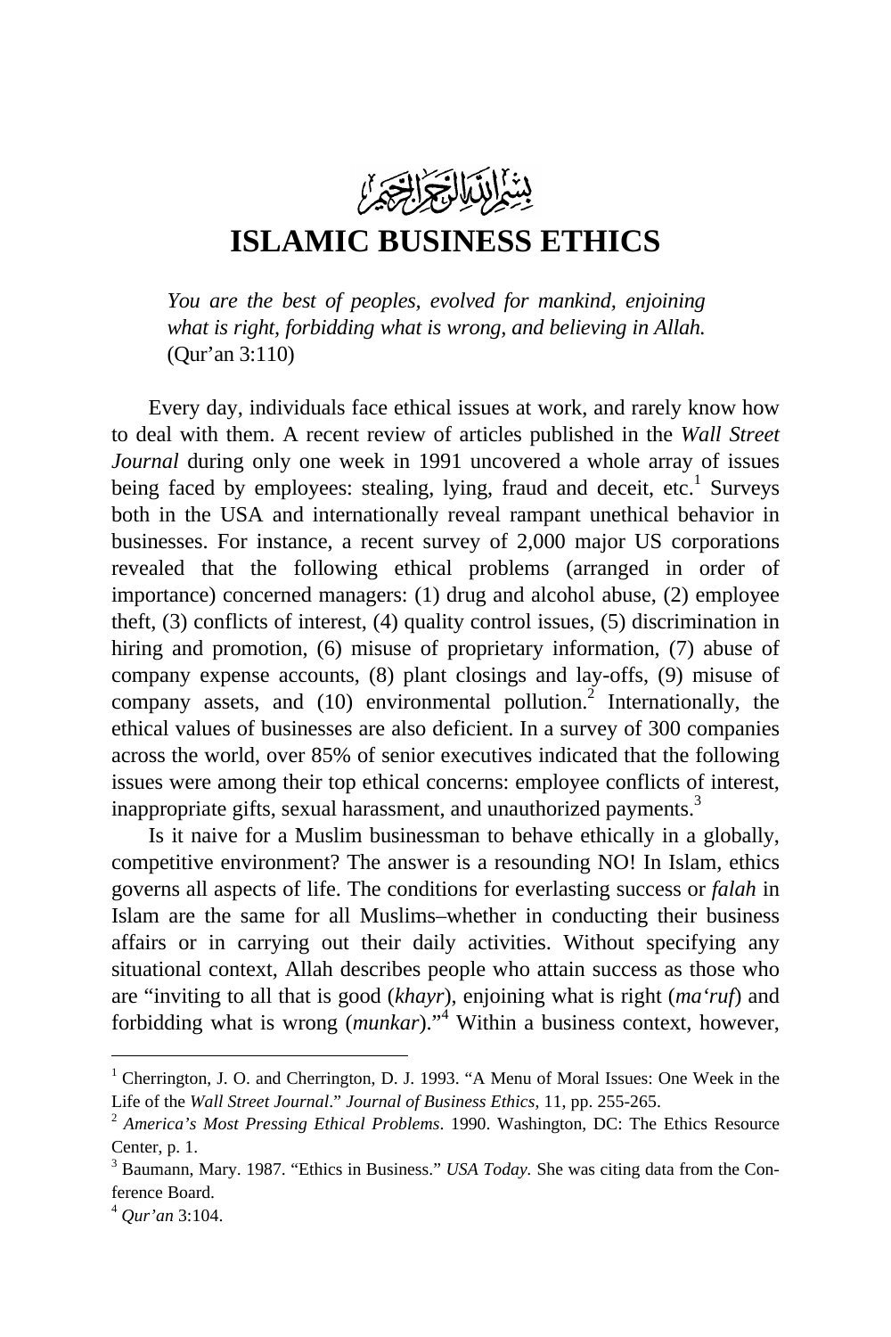بسم الله الرحمن الرحيم

# ISLAMIC BUSINESS ETHICS

> *You are the best of peoples, evolved for mankind, enjoining what is right, forbidding what is wrong, and believing in Allah.* (Qur'an 3:110)

Every day, individuals face ethical issues at work, and rarely know how to deal with them. A recent review of articles published in the *Wall Street Journal* during only one week in 1991 uncovered a whole array of issues being faced by employees: stealing, lying, fraud and deceit, etc.[1] Surveys both in the USA and internationally reveal rampant unethical behavior in businesses. For instance, a recent survey of 2,000 major US corporations revealed that the following ethical problems (arranged in order of importance) concerned managers: (1) drug and alcohol abuse, (2) employee theft, (3) conflicts of interest, (4) quality control issues, (5) discrimination in hiring and promotion, (6) misuse of proprietary information, (7) abuse of company expense accounts, (8) plant closings and lay-offs, (9) misuse of company assets, and (10) environmental pollution.[2] Internationally, the ethical values of businesses are also deficient. In a survey of 300 companies across the world, over 85% of senior executives indicated that the following issues were among their top ethical concerns: employee conflicts of interest, inappropriate gifts, sexual harassment, and unauthorized payments.[3]

Is it naive for a Muslim businessman to behave ethically in a globally, competitive environment? The answer is a resounding NO! In Islam, ethics governs all aspects of life. The conditions for everlasting success or *falah* in Islam are the same for all Muslims–whether in conducting their business affairs or in carrying out their daily activities. Without specifying any situational context, Allah describes people who attain success as those who are "inviting to all that is good (*khayr*), enjoining what is right (*ma'ruf*) and forbidding what is wrong (*munkar*)."[4] Within a business context, however,

---

[1] Cherrington, J. O. and Cherrington, D. J. 1993. "A Menu of Moral Issues: One Week in the Life of the *Wall Street Journal*." *Journal of Business Ethics*, 11, pp. 255-265.

[2] *America's Most Pressing Ethical Problems*. 1990. Washington, DC: The Ethics Resource Center, p. 1.

[3] Baumann, Mary. 1987. "Ethics in Business." *USA Today.* She was citing data from the Conference Board.

[4] *Qur'an* 3:104.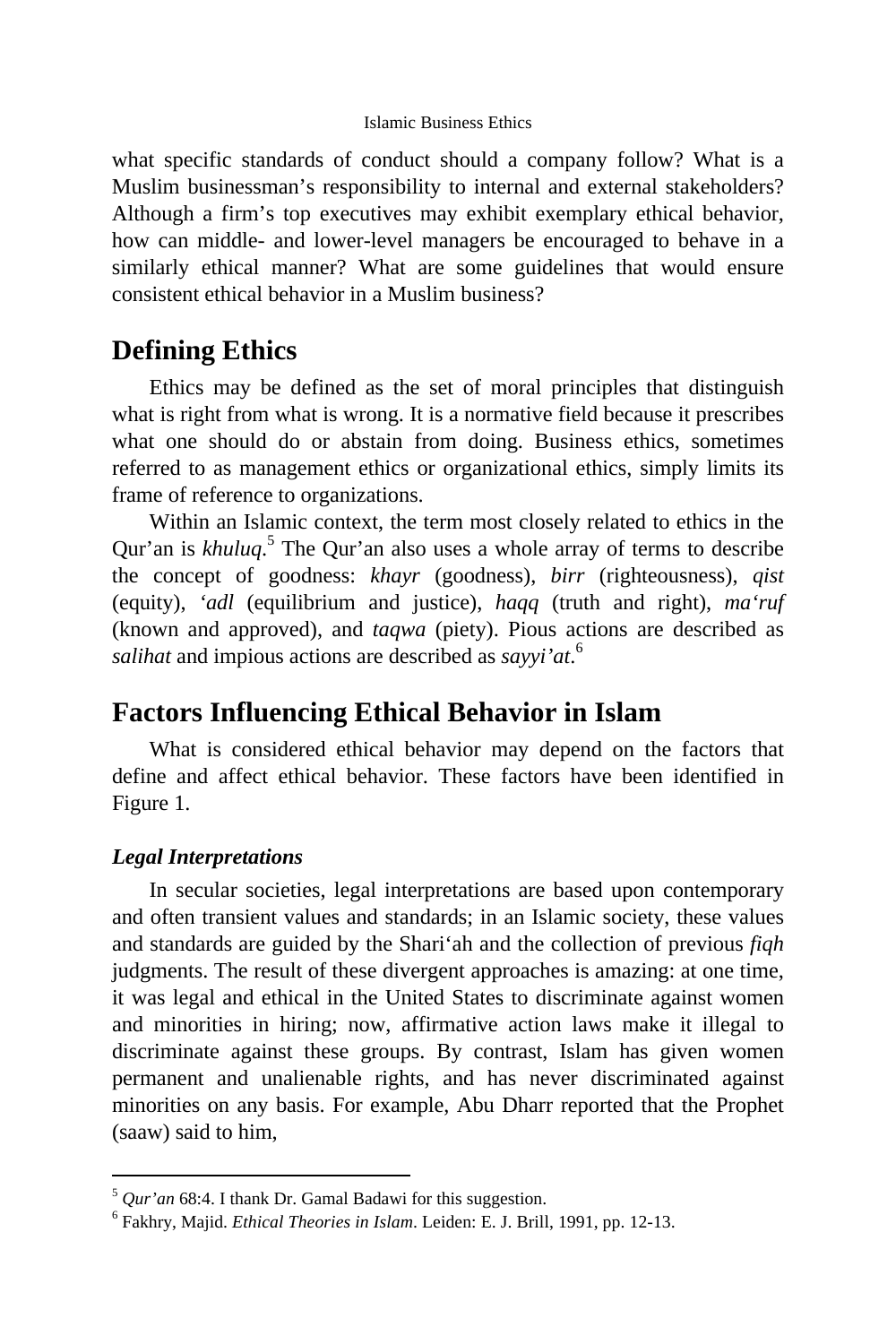what specific standards of conduct should a company follow? What is a Muslim businessman's responsibility to internal and external stakeholders? Although a firm's top executives may exhibit exemplary ethical behavior, how can middle- and lower-level managers be encouraged to behave in a similarly ethical manner? What are some guidelines that would ensure consistent ethical behavior in a Muslim business?

## Defining Ethics

Ethics may be defined as the set of moral principles that distinguish what is right from what is wrong. It is a normative field because it prescribes what one should do or abstain from doing. Business ethics, sometimes referred to as management ethics or organizational ethics, simply limits its frame of reference to organizations.

Within an Islamic context, the term most closely related to ethics in the Qur'an is *khuluq*.[5] The Qur'an also uses a whole array of terms to describe the concept of goodness: *khayr* (goodness), *birr* (righteousness), *qist* (equity), *'adl* (equilibrium and justice), *haqq* (truth and right), *ma'ruf* (known and approved), and *taqwa* (piety). Pious actions are described as *salihat* and impious actions are described as *sayyi'at*.[6]

## Factors Influencing Ethical Behavior in Islam

What is considered ethical behavior may depend on the factors that define and affect ethical behavior. These factors have been identified in Figure 1.

### *Legal Interpretations*

In secular societies, legal interpretations are based upon contemporary and often transient values and standards; in an Islamic society, these values and standards are guided by the Shari'ah and the collection of previous *fiqh* judgments. The result of these divergent approaches is amazing: at one time, it was legal and ethical in the United States to discriminate against women and minorities in hiring; now, affirmative action laws make it illegal to discriminate against these groups. By contrast, Islam has given women permanent and unalienable rights, and has never discriminated against minorities on any basis. For example, Abu Dharr reported that the Prophet (saaw) said to him,

---

[5] *Qur'an* 68:4. I thank Dr. Gamal Badawi for this suggestion.

[6] Fakhry, Majid. *Ethical Theories in Islam*. Leiden: E. J. Brill, 1991, pp. 12-13.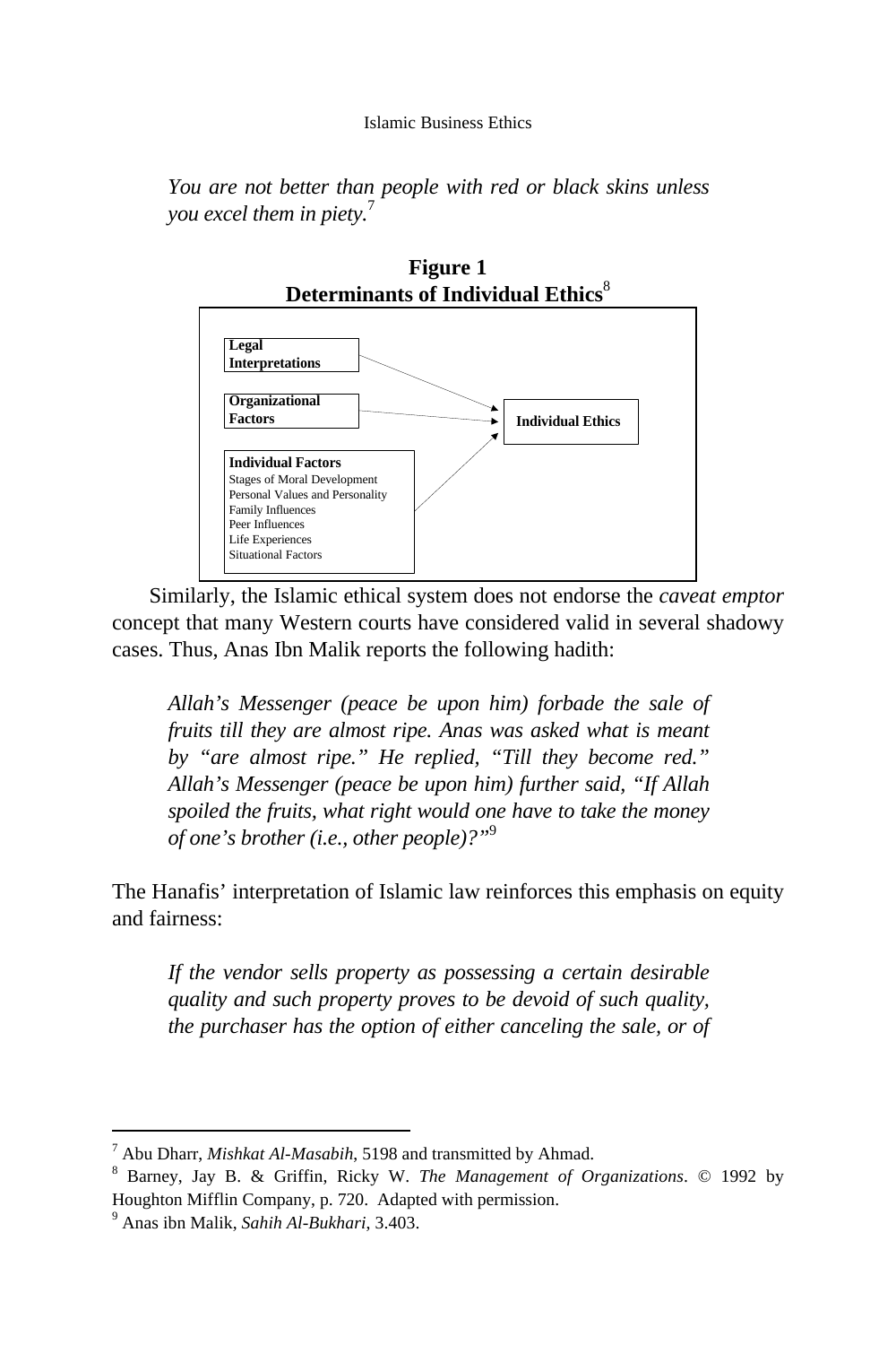*You are not better than people with red or black skins unless you excel them in piety.*[7]

**Figure 1**
**Determinants of Individual Ethics**[8]

**Legal Interpretations** → **Individual Ethics**

**Organizational Factors** → **Individual Ethics**

**Individual Factors** → **Individual Ethics**
- Stages of Moral Development
- Personal Values and Personality
- Family Influences
- Peer Influences
- Life Experiences
- Situational Factors

Similarly, the Islamic ethical system does not endorse the *caveat emptor* concept that many Western courts have considered valid in several shadowy cases. Thus, Anas Ibn Malik reports the following hadith:

> *Allah's Messenger (peace be upon him) forbade the sale of fruits till they are almost ripe. Anas was asked what is meant by "are almost ripe." He replied, "Till they become red." Allah's Messenger (peace be upon him) further said, "If Allah spoiled the fruits, what right would one have to take the money of one's brother (i.e., other people)?"*[9]

The Hanafis' interpretation of Islamic law reinforces this emphasis on equity and fairness:

> *If the vendor sells property as possessing a certain desirable quality and such property proves to be devoid of such quality, the purchaser has the option of either canceling the sale, or of*

---

[7] Abu Dharr, *Mishkat Al-Masabih*, 5198 and transmitted by Ahmad.

[8] Barney, Jay B. & Griffin, Ricky W. *The Management of Organizations*. © 1992 by Houghton Mifflin Company, p. 720. Adapted with permission.

[9] Anas ibn Malik, *Sahih Al-Bukhari*, 3.403.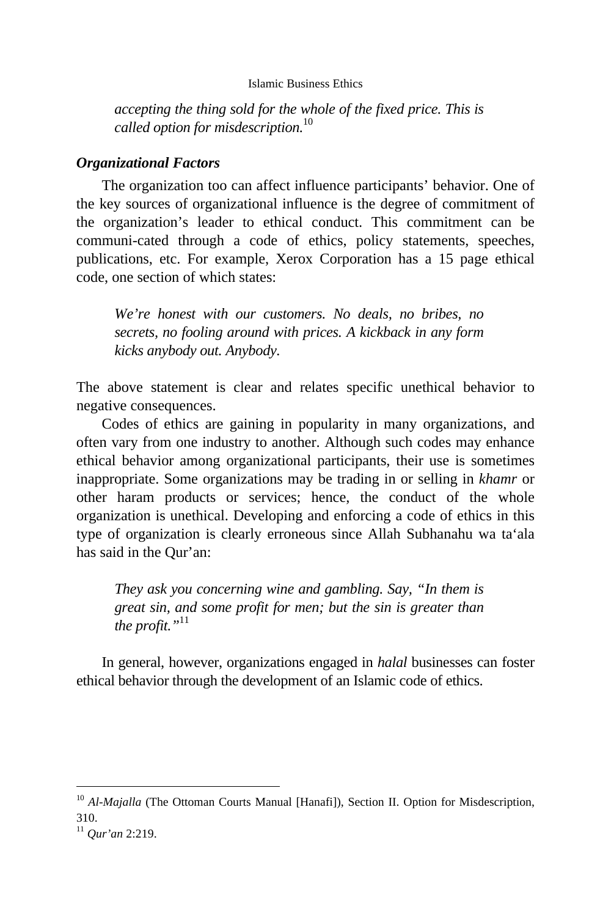*accepting the thing sold for the whole of the fixed price. This is called option for misdescription.*[10]

***Organizational Factors***

The organization too can affect influence participants' behavior. One of the key sources of organizational influence is the degree of commitment of the organization's leader to ethical conduct. This commitment can be communi-cated through a code of ethics, policy statements, speeches, publications, etc. For example, Xerox Corporation has a 15 page ethical code, one section of which states:

> *We're honest with our customers. No deals, no bribes, no secrets, no fooling around with prices. A kickback in any form kicks anybody out. Anybody.*

The above statement is clear and relates specific unethical behavior to negative consequences.

Codes of ethics are gaining in popularity in many organizations, and often vary from one industry to another. Although such codes may enhance ethical behavior among organizational participants, their use is sometimes inappropriate. Some organizations may be trading in or selling in *khamr* or other haram products or services; hence, the conduct of the whole organization is unethical. Developing and enforcing a code of ethics in this type of organization is clearly erroneous since Allah Subhanahu wa ta'ala has said in the Qur'an:

> *They ask you concerning wine and gambling. Say, "In them is great sin, and some profit for men; but the sin is greater than the profit."*[11]

In general, however, organizations engaged in *halal* businesses can foster ethical behavior through the development of an Islamic code of ethics.

---

[10] *Al-Majalla* (The Ottoman Courts Manual [Hanafi]), Section II. Option for Misdescription, 310.

[11] *Qur'an* 2:219.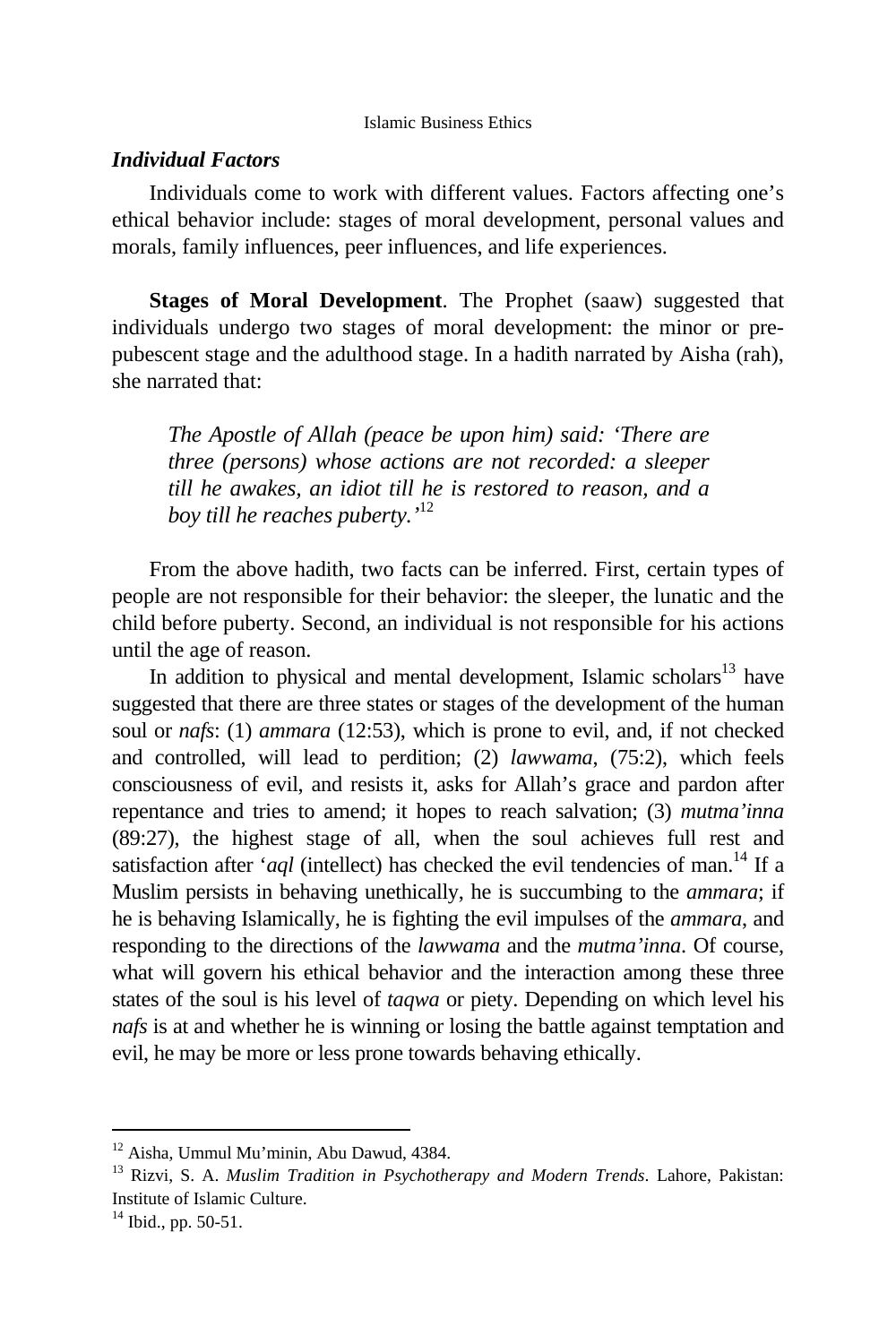### *Individual Factors*

Individuals come to work with different values. Factors affecting one's ethical behavior include: stages of moral development, personal values and morals, family influences, peer influences, and life experiences.

**Stages of Moral Development**. The Prophet (saaw) suggested that individuals undergo two stages of moral development: the minor or pre-pubescent stage and the adulthood stage. In a hadith narrated by Aisha (rah), she narrated that:

> *The Apostle of Allah (peace be upon him) said: 'There are three (persons) whose actions are not recorded: a sleeper till he awakes, an idiot till he is restored to reason, and a boy till he reaches puberty.'*[12]

From the above hadith, two facts can be inferred. First, certain types of people are not responsible for their behavior: the sleeper, the lunatic and the child before puberty. Second, an individual is not responsible for his actions until the age of reason.

In addition to physical and mental development, Islamic scholars[13] have suggested that there are three states or stages of the development of the human soul or *nafs*: (1) *ammara* (12:53), which is prone to evil, and, if not checked and controlled, will lead to perdition; (2) *lawwama*, (75:2), which feels consciousness of evil, and resists it, asks for Allah's grace and pardon after repentance and tries to amend; it hopes to reach salvation; (3) *mutma'inna* (89:27), the highest stage of all, when the soul achieves full rest and satisfaction after '*aql* (intellect) has checked the evil tendencies of man.[14] If a Muslim persists in behaving unethically, he is succumbing to the *ammara*; if he is behaving Islamically, he is fighting the evil impulses of the *ammara*, and responding to the directions of the *lawwama* and the *mutma'inna*. Of course, what will govern his ethical behavior and the interaction among these three states of the soul is his level of *taqwa* or piety. Depending on which level his *nafs* is at and whether he is winning or losing the battle against temptation and evil, he may be more or less prone towards behaving ethically.

---

[12] Aisha, Ummul Mu'minin, Abu Dawud, 4384.

[13] Rizvi, S. A. *Muslim Tradition in Psychotherapy and Modern Trends*. Lahore, Pakistan: Institute of Islamic Culture.

[14] Ibid., pp. 50-51.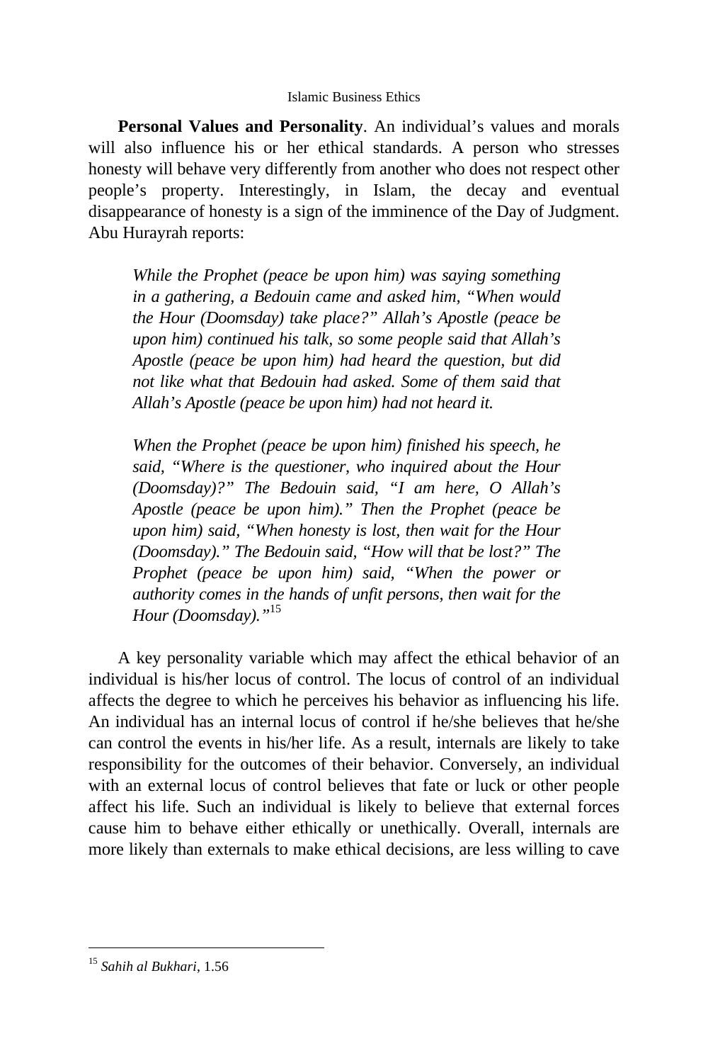**Personal Values and Personality**. An individual's values and morals will also influence his or her ethical standards. A person who stresses honesty will behave very differently from another who does not respect other people's property. Interestingly, in Islam, the decay and eventual disappearance of honesty is a sign of the imminence of the Day of Judgment. Abu Hurayrah reports:

> *While the Prophet (peace be upon him) was saying something in a gathering, a Bedouin came and asked him, "When would the Hour (Doomsday) take place?" Allah's Apostle (peace be upon him) continued his talk, so some people said that Allah's Apostle (peace be upon him) had heard the question, but did not like what that Bedouin had asked. Some of them said that Allah's Apostle (peace be upon him) had not heard it.*
>
> *When the Prophet (peace be upon him) finished his speech, he said, "Where is the questioner, who inquired about the Hour (Doomsday)?" The Bedouin said, "I am here, O Allah's Apostle (peace be upon him)." Then the Prophet (peace be upon him) said, "When honesty is lost, then wait for the Hour (Doomsday)." The Bedouin said, "How will that be lost?" The Prophet (peace be upon him) said, "When the power or authority comes in the hands of unfit persons, then wait for the Hour (Doomsday)."*[15]

A key personality variable which may affect the ethical behavior of an individual is his/her locus of control. The locus of control of an individual affects the degree to which he perceives his behavior as influencing his life. An individual has an internal locus of control if he/she believes that he/she can control the events in his/her life. As a result, internals are likely to take responsibility for the outcomes of their behavior. Conversely, an individual with an external locus of control believes that fate or luck or other people affect his life. Such an individual is likely to believe that external forces cause him to behave either ethically or unethically. Overall, internals are more likely than externals to make ethical decisions, are less willing to cave

[15] *Sahih al Bukhari*, 1.56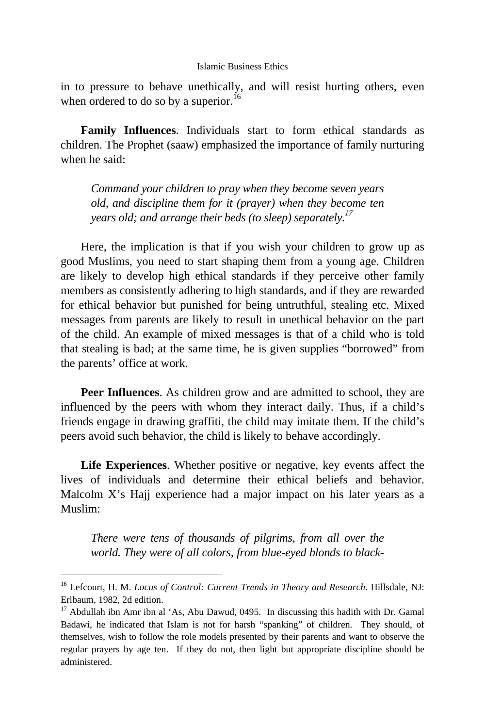in to pressure to behave unethically, and will resist hurting others, even when ordered to do so by a superior.[16]

**Family Influences**. Individuals start to form ethical standards as children. The Prophet (saaw) emphasized the importance of family nurturing when he said:

> *Command your children to pray when they become seven years old, and discipline them for it (prayer) when they become ten years old; and arrange their beds (to sleep) separately.*[17]

Here, the implication is that if you wish your children to grow up as good Muslims, you need to start shaping them from a young age. Children are likely to develop high ethical standards if they perceive other family members as consistently adhering to high standards, and if they are rewarded for ethical behavior but punished for being untruthful, stealing etc. Mixed messages from parents are likely to result in unethical behavior on the part of the child. An example of mixed messages is that of a child who is told that stealing is bad; at the same time, he is given supplies "borrowed" from the parents' office at work.

**Peer Influences**. As children grow and are admitted to school, they are influenced by the peers with whom they interact daily. Thus, if a child's friends engage in drawing graffiti, the child may imitate them. If the child's peers avoid such behavior, the child is likely to behave accordingly.

**Life Experiences**. Whether positive or negative, key events affect the lives of individuals and determine their ethical beliefs and behavior. Malcolm X's Hajj experience had a major impact on his later years as a Muslim:

> *There were tens of thousands of pilgrims, from all over the world. They were of all colors, from blue-eyed blonds to black-*

---

[16] Lefcourt, H. M. *Locus of Control: Current Trends in Theory and Research*. Hillsdale, NJ: Erlbaum, 1982, 2d edition.

[17] Abdullah ibn Amr ibn al 'As, Abu Dawud, 0495. In discussing this hadith with Dr. Gamal Badawi, he indicated that Islam is not for harsh "spanking" of children. They should, of themselves, wish to follow the role models presented by their parents and want to observe the regular prayers by age ten. If they do not, then light but appropriate discipline should be administered.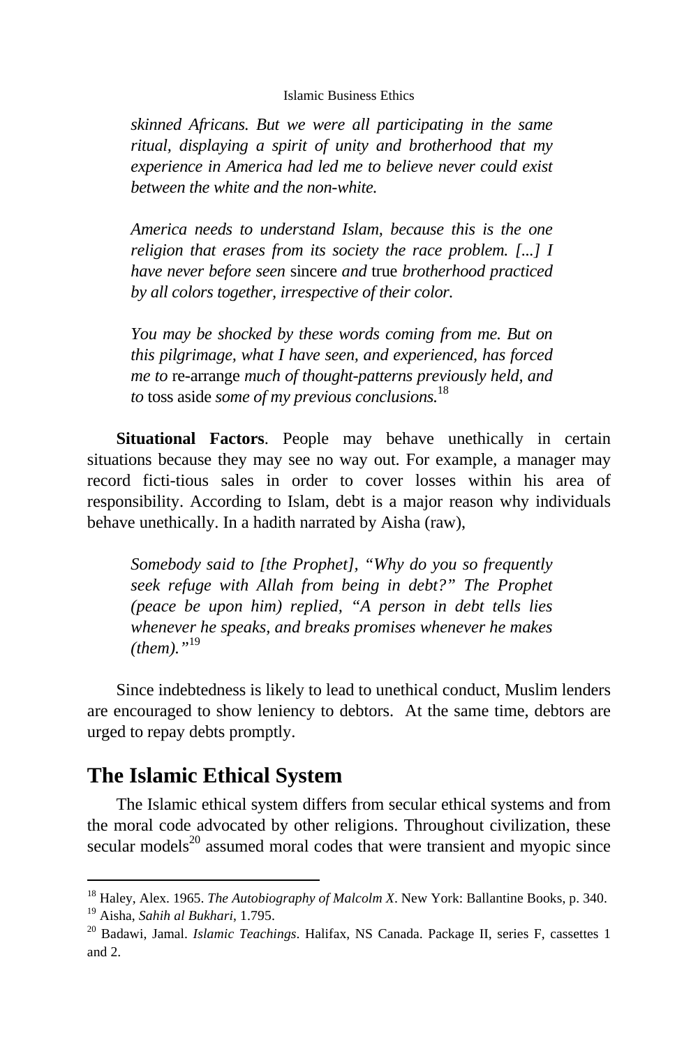> *skinned Africans. But we were all participating in the same ritual, displaying a spirit of unity and brotherhood that my experience in America had led me to believe never could exist between the white and the non-white.*
>
> *America needs to understand Islam, because this is the one religion that erases from its society the race problem. [...] I have never before seen* sincere *and* true *brotherhood practiced by all colors together, irrespective of their color.*
>
> *You may be shocked by these words coming from me. But on this pilgrimage, what I have seen, and experienced, has forced me to* re-arrange *much of thought-patterns previously held, and to* toss aside *some of my previous conclusions.*[18]

**Situational Factors**. People may behave unethically in certain situations because they may see no way out. For example, a manager may record ficti-tious sales in order to cover losses within his area of responsibility. According to Islam, debt is a major reason why individuals behave unethically. In a hadith narrated by Aisha (raw),

> *Somebody said to [the Prophet], "Why do you so frequently seek refuge with Allah from being in debt?" The Prophet (peace be upon him) replied, "A person in debt tells lies whenever he speaks, and breaks promises whenever he makes (them)."*[19]

Since indebtedness is likely to lead to unethical conduct, Muslim lenders are encouraged to show leniency to debtors. At the same time, debtors are urged to repay debts promptly.

## The Islamic Ethical System

The Islamic ethical system differs from secular ethical systems and from the moral code advocated by other religions. Throughout civilization, these secular models[20] assumed moral codes that were transient and myopic since

---

[18] Haley, Alex. 1965. *The Autobiography of Malcolm X*. New York: Ballantine Books, p. 340.

[19] Aisha, *Sahih al Bukhari*, 1.795.

[20] Badawi, Jamal. *Islamic Teachings*. Halifax, NS Canada. Package II, series F, cassettes 1 and 2.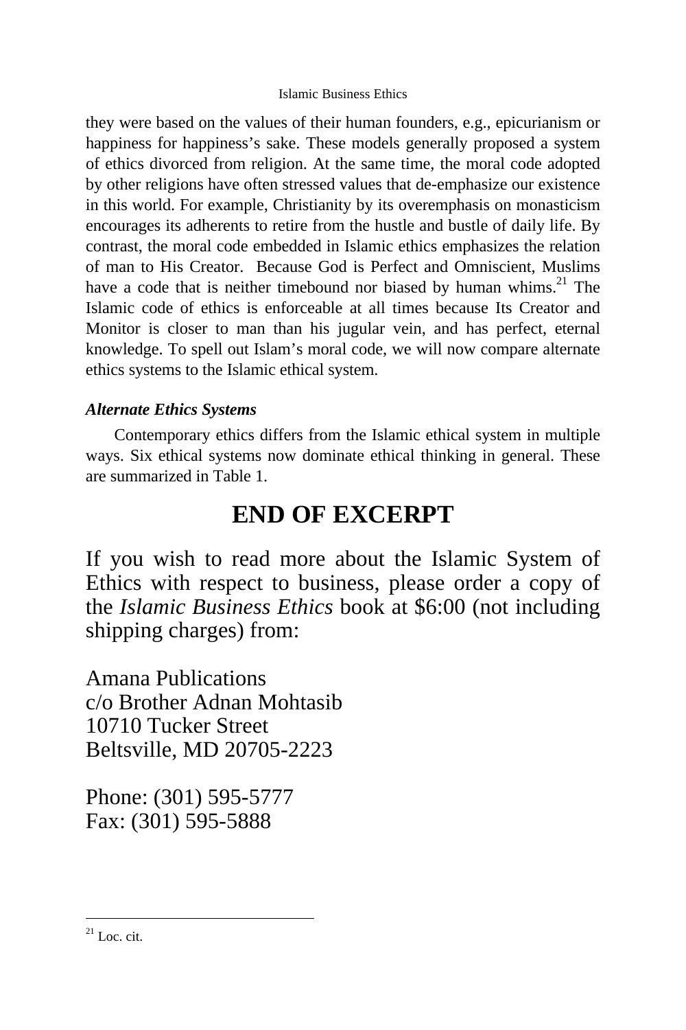they were based on the values of their human founders, e.g., epicurianism or happiness for happiness's sake. These models generally proposed a system of ethics divorced from religion. At the same time, the moral code adopted by other religions have often stressed values that de-emphasize our existence in this world. For example, Christianity by its overemphasis on monasticism encourages its adherents to retire from the hustle and bustle of daily life. By contrast, the moral code embedded in Islamic ethics emphasizes the relation of man to His Creator. Because God is Perfect and Omniscient, Muslims have a code that is neither timebound nor biased by human whims.[21] The Islamic code of ethics is enforceable at all times because Its Creator and Monitor is closer to man than his jugular vein, and has perfect, eternal knowledge. To spell out Islam's moral code, we will now compare alternate ethics systems to the Islamic ethical system.

***Alternate Ethics Systems***

Contemporary ethics differs from the Islamic ethical system in multiple ways. Six ethical systems now dominate ethical thinking in general. These are summarized in Table 1.

# END OF EXCERPT

If you wish to read more about the Islamic System of Ethics with respect to business, please order a copy of the *Islamic Business Ethics* book at $6:00 (not including shipping charges) from:

Amana Publications
c/o Brother Adnan Mohtasib
10710 Tucker Street
Beltsville, MD 20705-2223

Phone: (301) 595-5777
Fax: (301) 595-5888

---

[21] Loc. cit.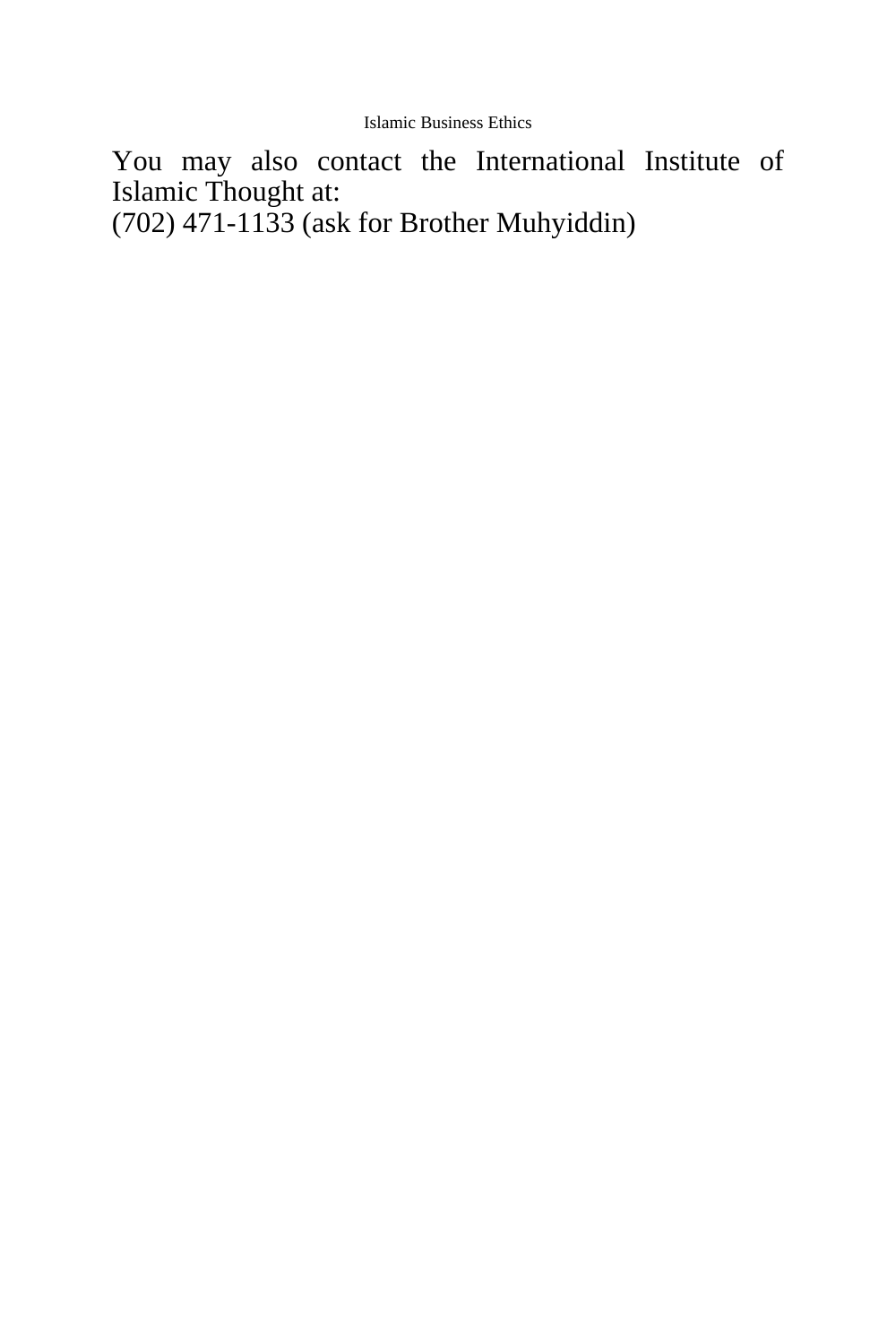You may also contact the International Institute of Islamic Thought at:
(702) 471-1133 (ask for Brother Muhyiddin)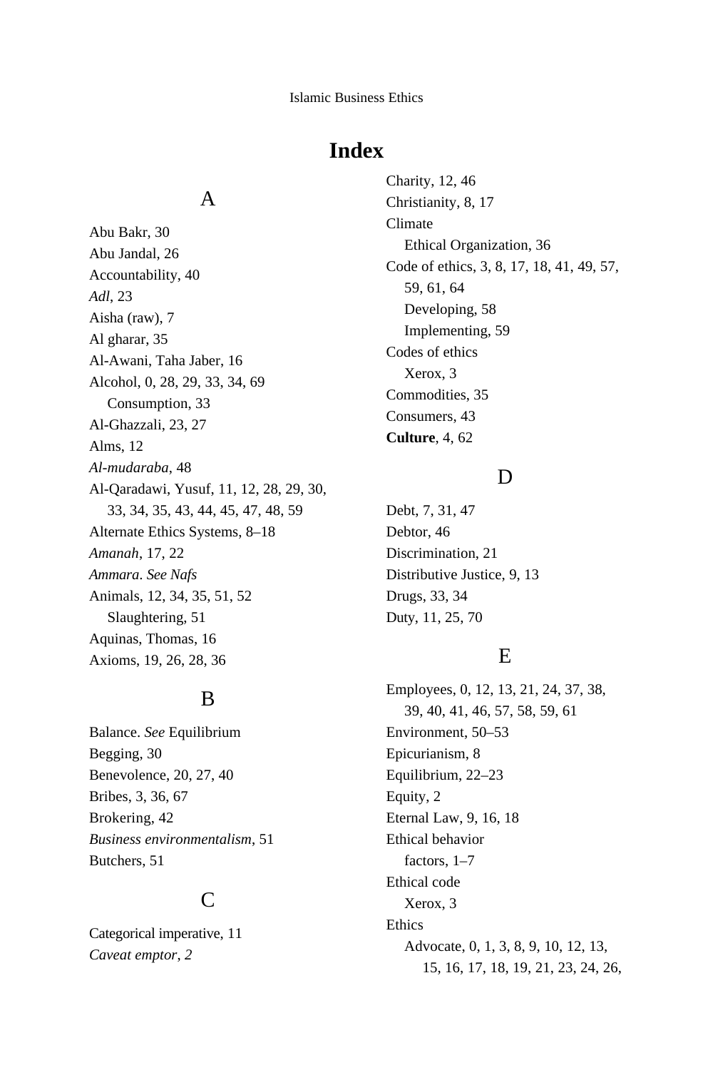# Index

## A

Abu Bakr, 30
Abu Jandal, 26
Accountability, 40
*Adl*, 23
Aisha (raw), 7
Al gharar, 35
Al-Awani, Taha Jaber, 16
Alcohol, 0, 28, 29, 33, 34, 69
  Consumption, 33
Al-Ghazzali, 23, 27
Alms, 12
*Al-mudaraba*, 48
Al-Qaradawi, Yusuf, 11, 12, 28, 29, 30, 33, 34, 35, 43, 44, 45, 47, 48, 59
Alternate Ethics Systems, 8–18
*Amanah*, 17, 22
*Ammara*. *See Nafs*
Animals, 12, 34, 35, 51, 52
  Slaughtering, 51
Aquinas, Thomas, 16
Axioms, 19, 26, 28, 36

## B

Balance. *See* Equilibrium
Begging, 30
Benevolence, 20, 27, 40
Bribes, 3, 36, 67
Brokering, 42
*Business environmentalism*, 51
Butchers, 51

## C

Categorical imperative, 11
*Caveat emptor*, *2*
Charity, 12, 46
Christianity, 8, 17
Climate
  Ethical Organization, 36
Code of ethics, 3, 8, 17, 18, 41, 49, 57, 59, 61, 64
  Developing, 58
  Implementing, 59
Codes of ethics
  Xerox, 3
Commodities, 35
Consumers, 43
**Culture**, 4, 62

## D

Debt, 7, 31, 47
Debtor, 46
Discrimination, 21
Distributive Justice, 9, 13
Drugs, 33, 34
Duty, 11, 25, 70

## E

Employees, 0, 12, 13, 21, 24, 37, 38, 39, 40, 41, 46, 57, 58, 59, 61
Environment, 50–53
Epicurianism, 8
Equilibrium, 22–23
Equity, 2
Eternal Law, 9, 16, 18
Ethical behavior
  factors, 1–7
Ethical code
  Xerox, 3
Ethics
  Advocate, 0, 1, 3, 8, 9, 10, 12, 13, 15, 16, 17, 18, 19, 21, 23, 24, 26,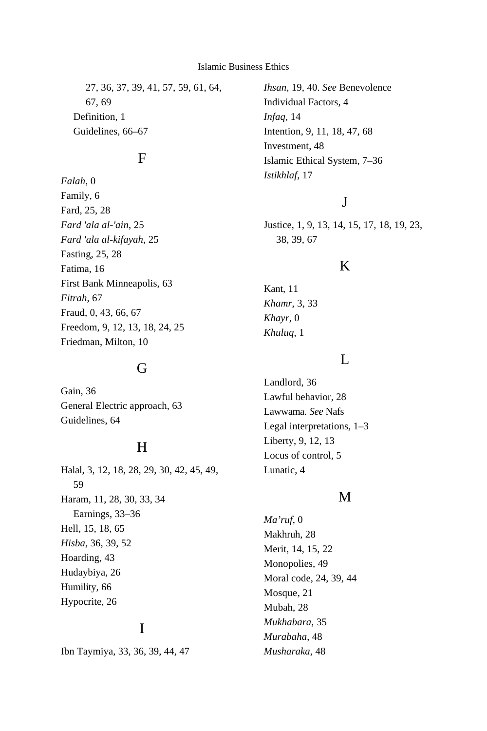27, 36, 37, 39, 41, 57, 59, 61, 64, 67, 69
  Definition, 1
  Guidelines, 66–67

## F

*Falah*, 0
Family, 6
Fard, 25, 28
*Fard 'ala al-'ain*, 25
*Fard 'ala al-kifayah*, 25
Fasting, 25, 28
Fatima, 16
First Bank Minneapolis, 63
*Fitrah*, 67
Fraud, 0, 43, 66, 67
Freedom, 9, 12, 13, 18, 24, 25
Friedman, Milton, 10

## G

Gain, 36
General Electric approach, 63
Guidelines, 64

## H

Halal, 3, 12, 18, 28, 29, 30, 42, 45, 49, 59
Haram, 11, 28, 30, 33, 34
  Earnings, 33–36
Hell, 15, 18, 65
*Hisba*, 36, 39, 52
Hoarding, 43
Hudaybiya, 26
Humility, 66
Hypocrite, 26

## I

Ibn Taymiya, 33, 36, 39, 44, 47
*Ihsan*, 19, 40. *See* Benevolence
Individual Factors, 4
*Infaq*, 14
Intention, 9, 11, 18, 47, 68
Investment, 48
Islamic Ethical System, 7–36
*Istikhlaf*, 17

## J

Justice, 1, 9, 13, 14, 15, 17, 18, 19, 23, 38, 39, 67

## K

Kant, 11
*Khamr*, 3, 33
*Khayr*, 0
*Khuluq*, 1

## L

Landlord, 36
Lawful behavior, 28
Lawwama. *See* Nafs
Legal interpretations, 1–3
Liberty, 9, 12, 13
Locus of control, 5
Lunatic, 4

## M

*Ma'ruf*, 0
Makhruh, 28
Merit, 14, 15, 22
Monopolies, 49
Moral code, 24, 39, 44
Mosque, 21
Mubah, 28
*Mukhabara*, 35
*Murabaha*, 48
*Musharaka*, 48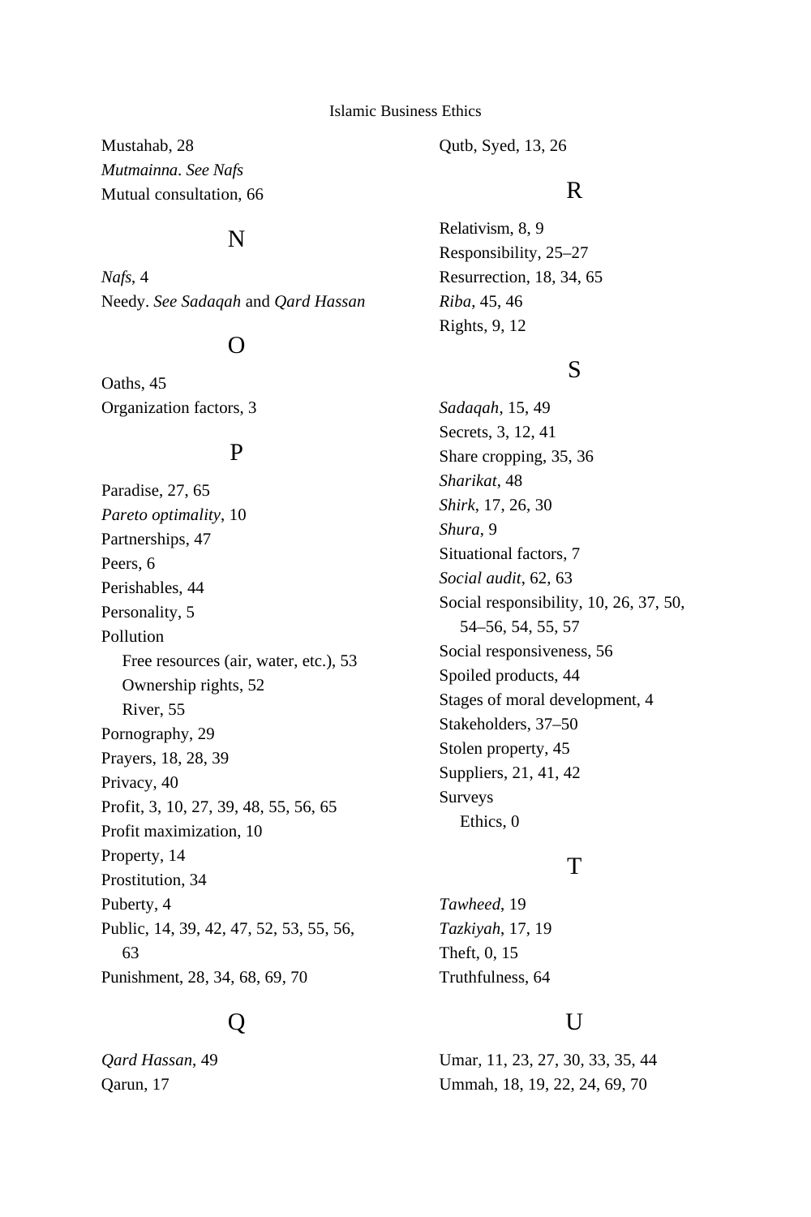Mustahab, 28
*Mutmainna*. *See Nafs*
Mutual consultation, 66

## N

*Nafs*, 4
Needy. *See Sadaqah* and *Qard Hassan*

## O

Oaths, 45
Organization factors, 3

## P

Paradise, 27, 65
*Pareto optimality*, 10
Partnerships, 47
Peers, 6
Perishables, 44
Personality, 5
Pollution
  Free resources (air, water, etc.), 53
  Ownership rights, 52
  River, 55
Pornography, 29
Prayers, 18, 28, 39
Privacy, 40
Profit, 3, 10, 27, 39, 48, 55, 56, 65
Profit maximization, 10
Property, 14
Prostitution, 34
Puberty, 4
Public, 14, 39, 42, 47, 52, 53, 55, 56, 63
Punishment, 28, 34, 68, 69, 70

## Q

*Qard Hassan*, 49
Qarun, 17
Qutb, Syed, 13, 26

## R

Relativism, 8, 9
Responsibility, 25–27
Resurrection, 18, 34, 65
*Riba*, 45, 46
Rights, 9, 12

## S

*Sadaqah*, 15, 49
Secrets, 3, 12, 41
Share cropping, 35, 36
*Sharikat*, 48
*Shirk*, 17, 26, 30
*Shura*, 9
Situational factors, 7
*Social audit*, 62, 63
Social responsibility, 10, 26, 37, 50, 54–56, 54, 55, 57
Social responsiveness, 56
Spoiled products, 44
Stages of moral development, 4
Stakeholders, 37–50
Stolen property, 45
Suppliers, 21, 41, 42
Surveys
  Ethics, 0

## T

*Tawheed*, 19
*Tazkiyah*, 17, 19
Theft, 0, 15
Truthfulness, 64

## U

Umar, 11, 23, 27, 30, 33, 35, 44
Ummah, 18, 19, 22, 24, 69, 70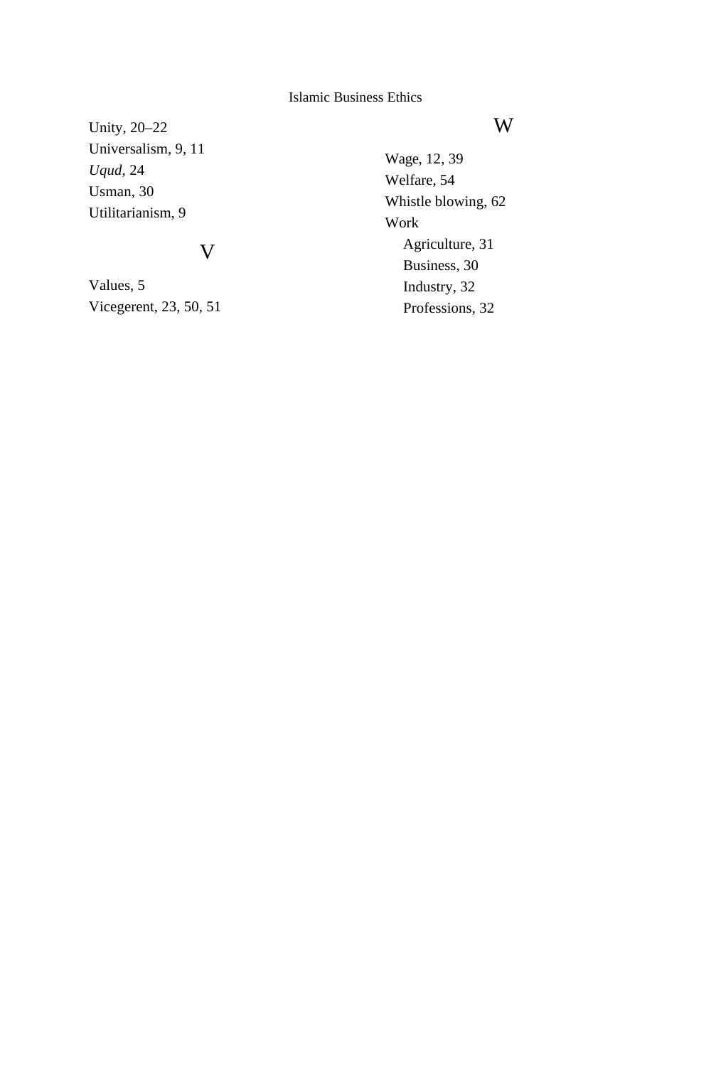Unity, 20–22
Universalism, 9, 11
*Uqud*, 24
Usman, 30
Utilitarianism, 9

## V

Values, 5
Vicegerent, 23, 50, 51

## W

Wage, 12, 39
Welfare, 54
Whistle blowing, 62
Work
  Agriculture, 31
  Business, 30
  Industry, 32
  Professions, 32